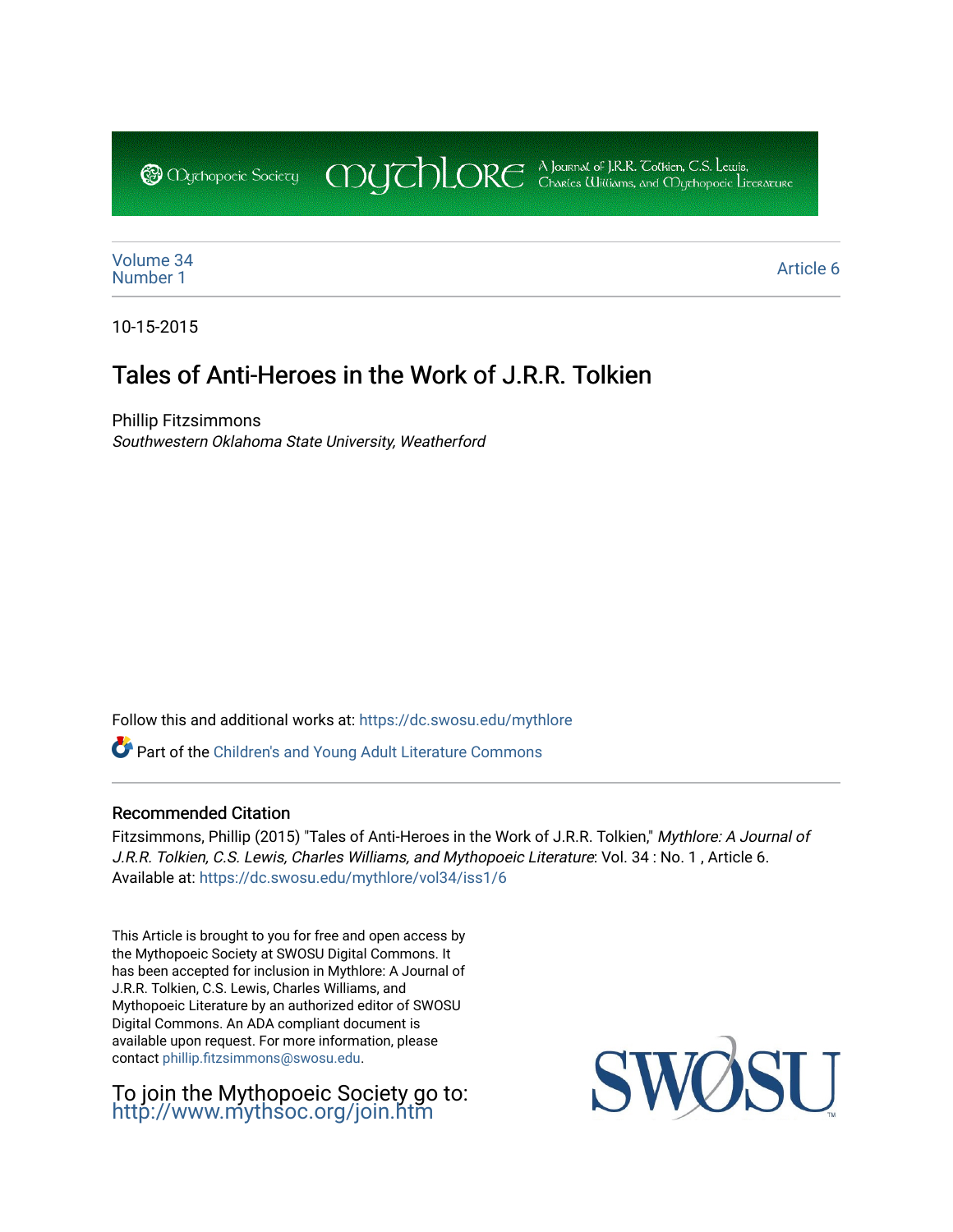Mythopoeic Society

Mythlore

A Journal of J.R.R. Tolkien, C.S. Lewis, Charles Williams, and Mythopoeic Literature

Volume 34
Number 1

Article 6

10-15-2015

# Tales of Anti-Heroes in the Work of J.R.R. Tolkien

Phillip Fitzsimmons
*Southwestern Oklahoma State University, Weatherford*

Follow this and additional works at: https://dc.swosu.edu/mythlore

Part of the Children's and Young Adult Literature Commons

## Recommended Citation

Fitzsimmons, Phillip (2015) "Tales of Anti-Heroes in the Work of J.R.R. Tolkien," *Mythlore: A Journal of J.R.R. Tolkien, C.S. Lewis, Charles Williams, and Mythopoeic Literature*: Vol. 34 : No. 1 , Article 6.
Available at: https://dc.swosu.edu/mythlore/vol34/iss1/6

This Article is brought to you for free and open access by the Mythopoeic Society at SWOSU Digital Commons. It has been accepted for inclusion in Mythlore: A Journal of J.R.R. Tolkien, C.S. Lewis, Charles Williams, and Mythopoeic Literature by an authorized editor of SWOSU Digital Commons. An ADA compliant document is available upon request. For more information, please contact phillip.fitzsimmons@swosu.edu.

To join the Mythopoeic Society go to: http://www.mythsoc.org/join.htm

SWOSU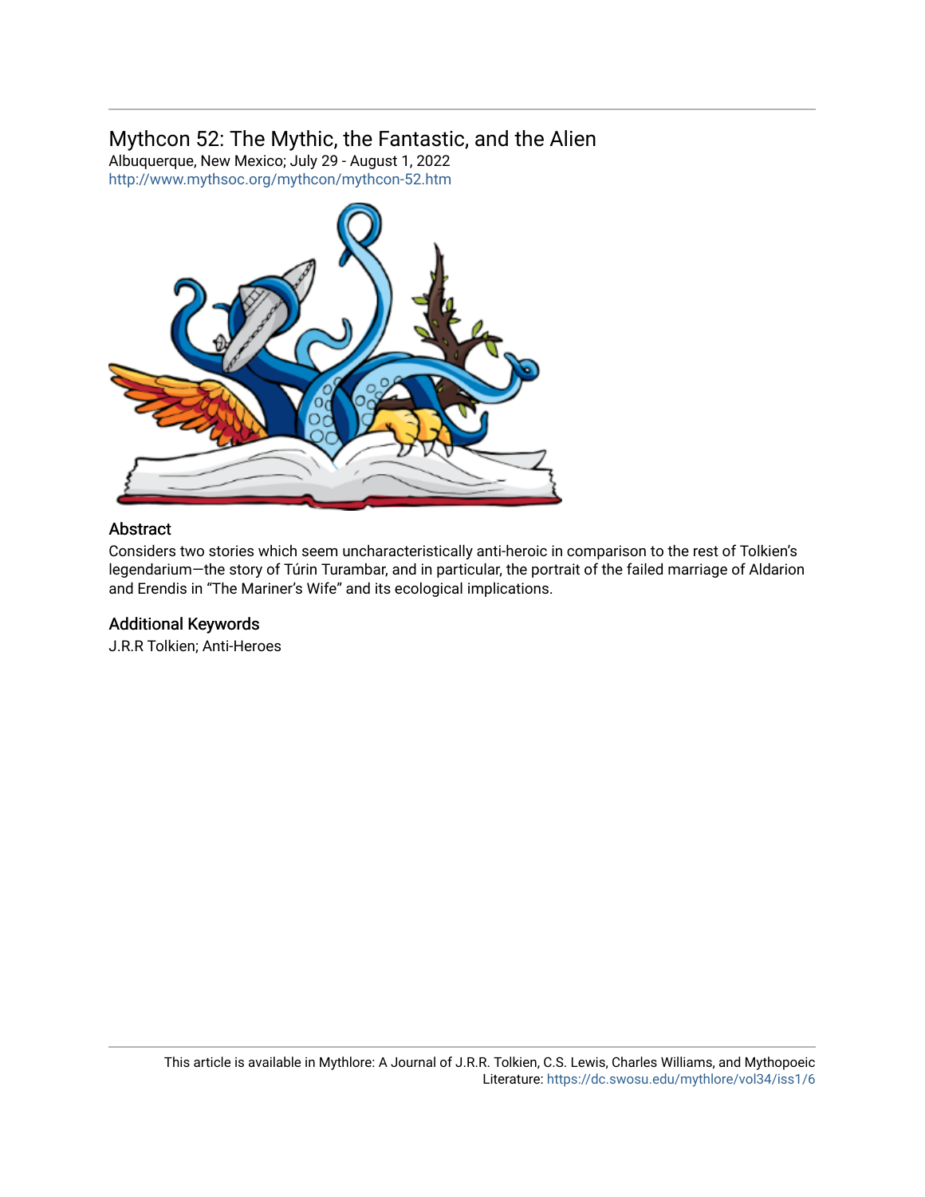## Mythcon 52: The Mythic, the Fantastic, and the Alien

Albuquerque, New Mexico; July 29 - August 1, 2022

http://www.mythsoc.org/mythcon/mythcon-52.htm

### Abstract

Considers two stories which seem uncharacteristically anti-heroic in comparison to the rest of Tolkien's legendarium—the story of Túrin Turambar, and in particular, the portrait of the failed marriage of Aldarion and Erendis in "The Mariner's Wife" and its ecological implications.

### Additional Keywords

J.R.R Tolkien; Anti-Heroes

This article is available in Mythlore: A Journal of J.R.R. Tolkien, C.S. Lewis, Charles Williams, and Mythopoeic Literature: https://dc.swosu.edu/mythlore/vol34/iss1/6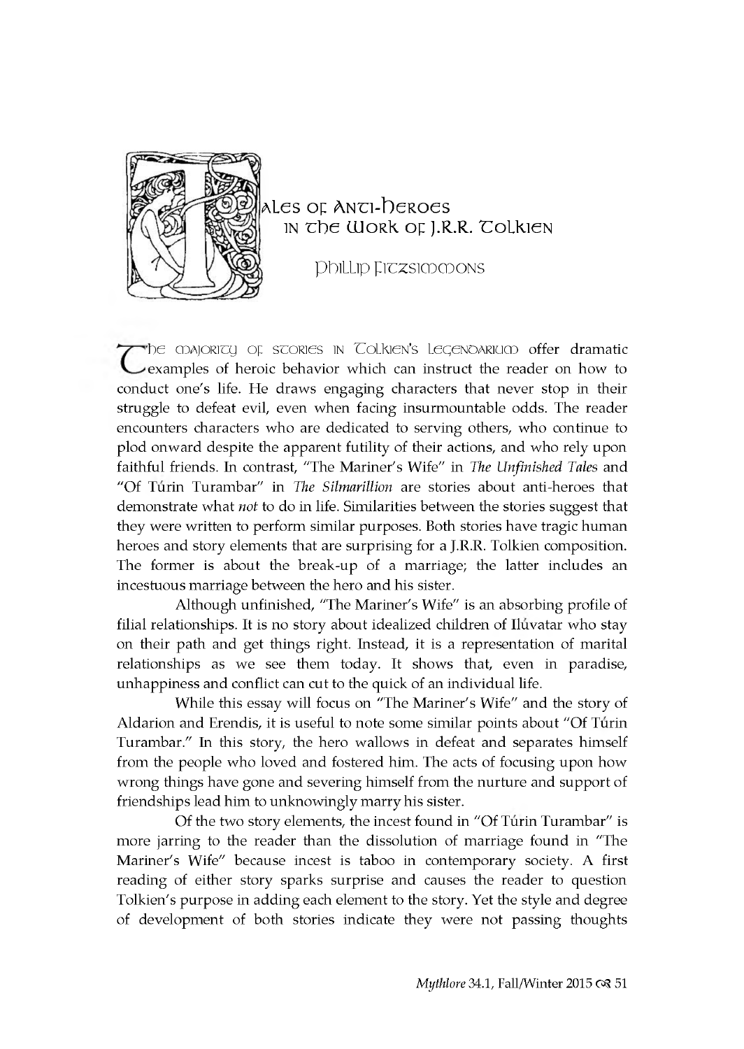# Tales of Anti-Heroes in the Work of J.R.R. Tolkien

Phillip Fitzsimmons

The majority of stories in Tolkien's Legendarium offer dramatic examples of heroic behavior which can instruct the reader on how to conduct one's life. He draws engaging characters that never stop in their struggle to defeat evil, even when facing insurmountable odds. The reader encounters characters who are dedicated to serving others, who continue to plod onward despite the apparent futility of their actions, and who rely upon faithful friends. In contrast, "The Mariner's Wife" in *The Unfinished Tales* and "Of Túrin Turambar" in *The Silmarillion* are stories about anti-heroes that demonstrate what *not* to do in life. Similarities between the stories suggest that they were written to perform similar purposes. Both stories have tragic human heroes and story elements that are surprising for a J.R.R. Tolkien composition. The former is about the break-up of a marriage; the latter includes an incestuous marriage between the hero and his sister.

Although unfinished, "The Mariner's Wife" is an absorbing profile of filial relationships. It is no story about idealized children of Ilúvatar who stay on their path and get things right. Instead, it is a representation of marital relationships as we see them today. It shows that, even in paradise, unhappiness and conflict can cut to the quick of an individual life.

While this essay will focus on "The Mariner's Wife" and the story of Aldarion and Erendis, it is useful to note some similar points about "Of Túrin Turambar." In this story, the hero wallows in defeat and separates himself from the people who loved and fostered him. The acts of focusing upon how wrong things have gone and severing himself from the nurture and support of friendships lead him to unknowingly marry his sister.

Of the two story elements, the incest found in "Of Túrin Turambar" is more jarring to the reader than the dissolution of marriage found in "The Mariner's Wife" because incest is taboo in contemporary society. A first reading of either story sparks surprise and causes the reader to question Tolkien's purpose in adding each element to the story. Yet the style and degree of development of both stories indicate they were not passing thoughts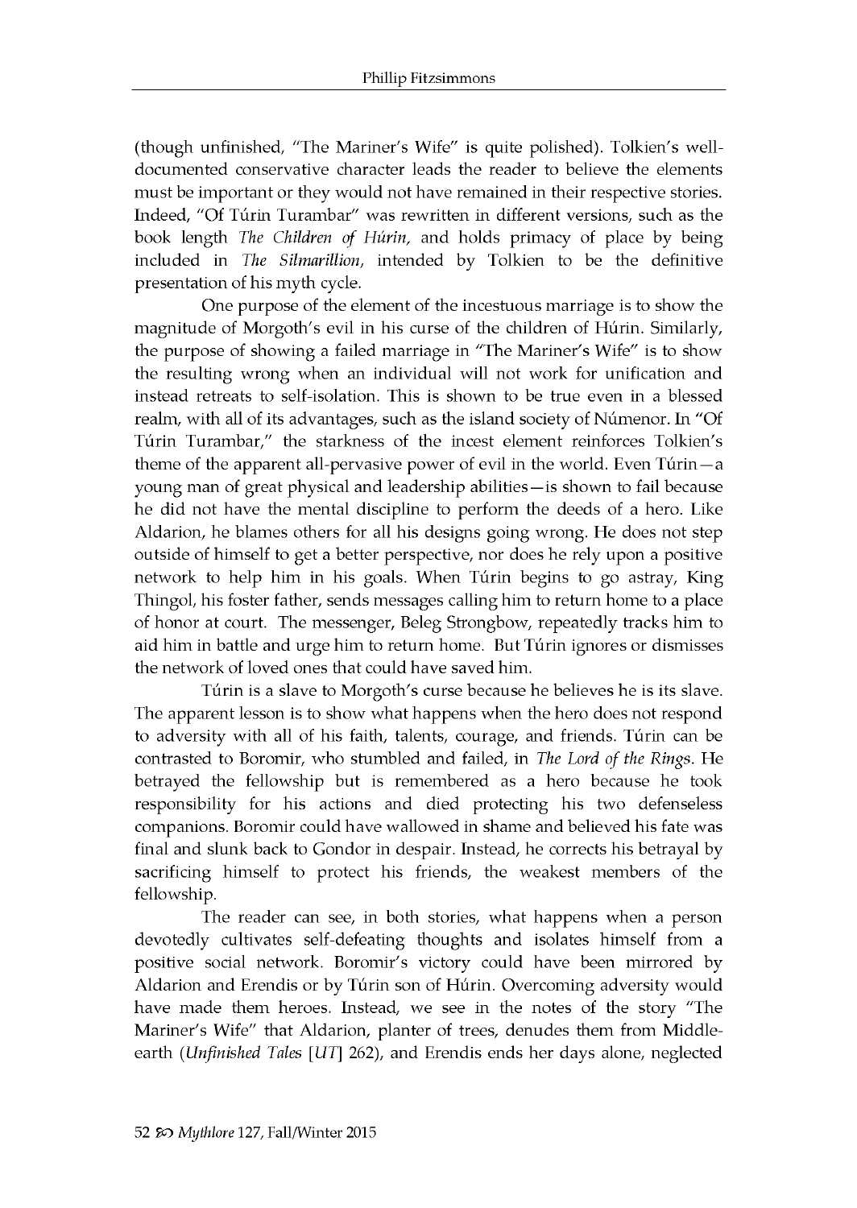(though unfinished, "The Mariner's Wife" is quite polished). Tolkien's well-documented conservative character leads the reader to believe the elements must be important or they would not have remained in their respective stories. Indeed, "Of Túrin Turambar" was rewritten in different versions, such as the book length *The Children of Húrin,* and holds primacy of place by being included in *The Silmarillion*, intended by Tolkien to be the definitive presentation of his myth cycle.

One purpose of the element of the incestuous marriage is to show the magnitude of Morgoth's evil in his curse of the children of Húrin. Similarly, the purpose of showing a failed marriage in "The Mariner's Wife" is to show the resulting wrong when an individual will not work for unification and instead retreats to self-isolation. This is shown to be true even in a blessed realm, with all of its advantages, such as the island society of Númenor. In "Of Túrin Turambar," the starkness of the incest element reinforces Tolkien's theme of the apparent all-pervasive power of evil in the world. Even Túrin—a young man of great physical and leadership abilities—is shown to fail because he did not have the mental discipline to perform the deeds of a hero. Like Aldarion, he blames others for all his designs going wrong. He does not step outside of himself to get a better perspective, nor does he rely upon a positive network to help him in his goals. When Túrin begins to go astray, King Thingol, his foster father, sends messages calling him to return home to a place of honor at court. The messenger, Beleg Strongbow, repeatedly tracks him to aid him in battle and urge him to return home. But Túrin ignores or dismisses the network of loved ones that could have saved him.

Túrin is a slave to Morgoth's curse because he believes he is its slave. The apparent lesson is to show what happens when the hero does not respond to adversity with all of his faith, talents, courage, and friends. Túrin can be contrasted to Boromir, who stumbled and failed, in *The Lord of the Rings*. He betrayed the fellowship but is remembered as a hero because he took responsibility for his actions and died protecting his two defenseless companions. Boromir could have wallowed in shame and believed his fate was final and slunk back to Gondor in despair. Instead, he corrects his betrayal by sacrificing himself to protect his friends, the weakest members of the fellowship.

The reader can see, in both stories, what happens when a person devotedly cultivates self-defeating thoughts and isolates himself from a positive social network. Boromir's victory could have been mirrored by Aldarion and Erendis or by Túrin son of Húrin. Overcoming adversity would have made them heroes. Instead, we see in the notes of the story "The Mariner's Wife" that Aldarion, planter of trees, denudes them from Middle-earth (*Unfinished Tales* [*UT*] 262), and Erendis ends her days alone, neglected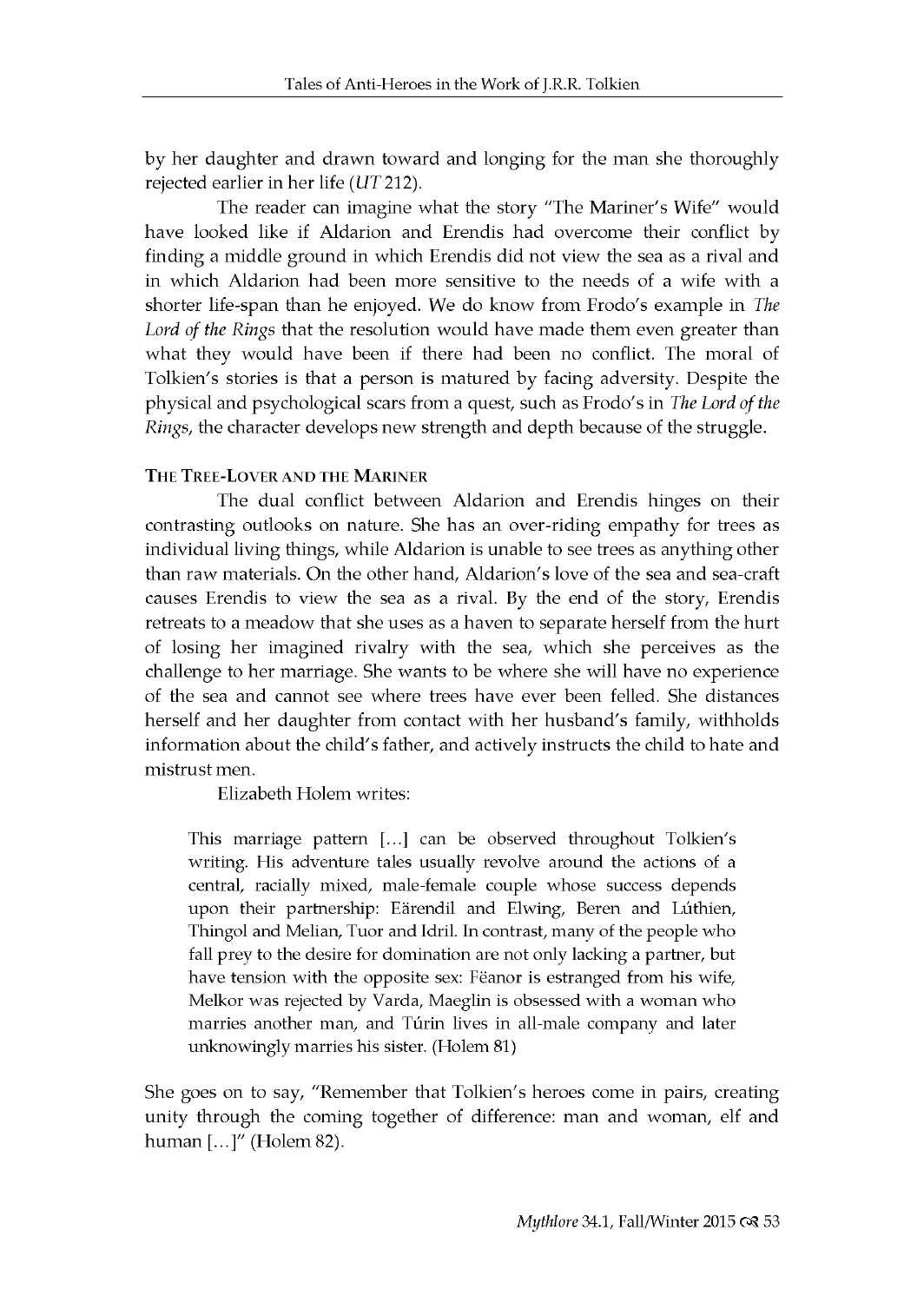by her daughter and drawn toward and longing for the man she thoroughly rejected earlier in her life (*UT* 212).

The reader can imagine what the story "The Mariner's Wife" would have looked like if Aldarion and Erendis had overcome their conflict by finding a middle ground in which Erendis did not view the sea as a rival and in which Aldarion had been more sensitive to the needs of a wife with a shorter life-span than he enjoyed. We do know from Frodo's example in *The Lord of the Rings* that the resolution would have made them even greater than what they would have been if there had been no conflict. The moral of Tolkien's stories is that a person is matured by facing adversity. Despite the physical and psychological scars from a quest, such as Frodo's in *The Lord of the Rings*, the character develops new strength and depth because of the struggle.

### The Tree-Lover and the Mariner

The dual conflict between Aldarion and Erendis hinges on their contrasting outlooks on nature. She has an over-riding empathy for trees as individual living things, while Aldarion is unable to see trees as anything other than raw materials. On the other hand, Aldarion's love of the sea and sea-craft causes Erendis to view the sea as a rival. By the end of the story, Erendis retreats to a meadow that she uses as a haven to separate herself from the hurt of losing her imagined rivalry with the sea, which she perceives as the challenge to her marriage. She wants to be where she will have no experience of the sea and cannot see where trees have ever been felled. She distances herself and her daughter from contact with her husband's family, withholds information about the child's father, and actively instructs the child to hate and mistrust men.

Elizabeth Holem writes:

> This marriage pattern [...] can be observed throughout Tolkien's writing. His adventure tales usually revolve around the actions of a central, racially mixed, male-female couple whose success depends upon their partnership: Eärendil and Elwing, Beren and Lúthien, Thingol and Melian, Tuor and Idril. In contrast, many of the people who fall prey to the desire for domination are not only lacking a partner, but have tension with the opposite sex: Fëanor is estranged from his wife, Melkor was rejected by Varda, Maeglin is obsessed with a woman who marries another man, and Túrin lives in all-male company and later unknowingly marries his sister. (Holem 81)

She goes on to say, "Remember that Tolkien's heroes come in pairs, creating unity through the coming together of difference: man and woman, elf and human [...]" (Holem 82).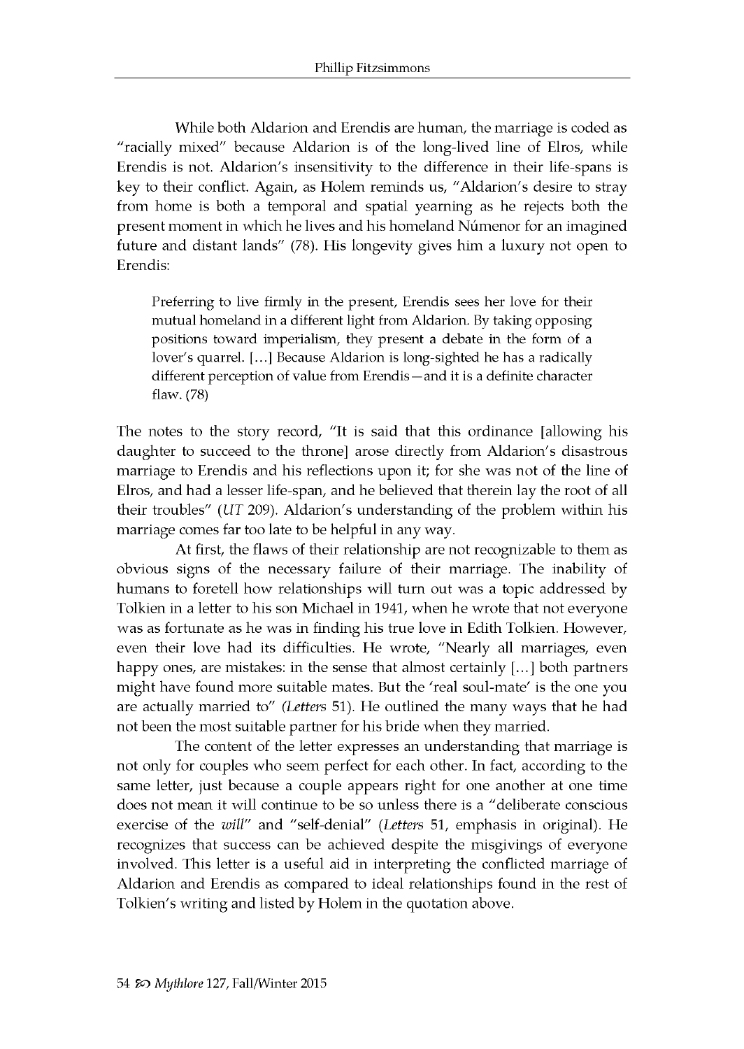While both Aldarion and Erendis are human, the marriage is coded as "racially mixed" because Aldarion is of the long-lived line of Elros, while Erendis is not. Aldarion's insensitivity to the difference in their life-spans is key to their conflict. Again, as Holem reminds us, "Aldarion's desire to stray from home is both a temporal and spatial yearning as he rejects both the present moment in which he lives and his homeland Númenor for an imagined future and distant lands" (78). His longevity gives him a luxury not open to Erendis:

> Preferring to live firmly in the present, Erendis sees her love for their mutual homeland in a different light from Aldarion. By taking opposing positions toward imperialism, they present a debate in the form of a lover's quarrel. [...] Because Aldarion is long-sighted he has a radically different perception of value from Erendis—and it is a definite character flaw. (78)

The notes to the story record, "It is said that this ordinance [allowing his daughter to succeed to the throne] arose directly from Aldarion's disastrous marriage to Erendis and his reflections upon it; for she was not of the line of Elros, and had a lesser life-span, and he believed that therein lay the root of all their troubles" (*UT* 209). Aldarion's understanding of the problem within his marriage comes far too late to be helpful in any way.

At first, the flaws of their relationship are not recognizable to them as obvious signs of the necessary failure of their marriage. The inability of humans to foretell how relationships will turn out was a topic addressed by Tolkien in a letter to his son Michael in 1941, when he wrote that not everyone was as fortunate as he was in finding his true love in Edith Tolkien. However, even their love had its difficulties. He wrote, "Nearly all marriages, even happy ones, are mistakes: in the sense that almost certainly [...] both partners might have found more suitable mates. But the 'real soul-mate' is the one you are actually married to" (*Letters* 51). He outlined the many ways that he had not been the most suitable partner for his bride when they married.

The content of the letter expresses an understanding that marriage is not only for couples who seem perfect for each other. In fact, according to the same letter, just because a couple appears right for one another at one time does not mean it will continue to be so unless there is a "deliberate conscious exercise of the *will*" and "self-denial" (*Letters* 51, emphasis in original). He recognizes that success can be achieved despite the misgivings of everyone involved. This letter is a useful aid in interpreting the conflicted marriage of Aldarion and Erendis as compared to ideal relationships found in the rest of Tolkien's writing and listed by Holem in the quotation above.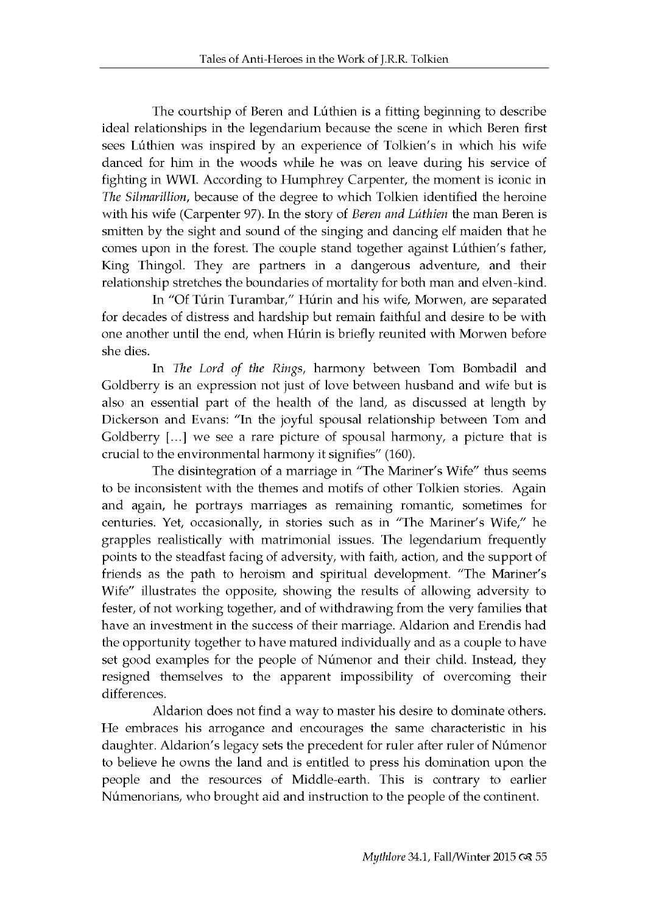The courtship of Beren and Lúthien is a fitting beginning to describe ideal relationships in the legendarium because the scene in which Beren first sees Lúthien was inspired by an experience of Tolkien's in which his wife danced for him in the woods while he was on leave during his service of fighting in WWI. According to Humphrey Carpenter, the moment is iconic in *The Silmarillion*, because of the degree to which Tolkien identified the heroine with his wife (Carpenter 97). In the story of *Beren and Lúthien* the man Beren is smitten by the sight and sound of the singing and dancing elf maiden that he comes upon in the forest. The couple stand together against Lúthien's father, King Thingol. They are partners in a dangerous adventure, and their relationship stretches the boundaries of mortality for both man and elven-kind.

In "Of Túrin Turambar," Húrin and his wife, Morwen, are separated for decades of distress and hardship but remain faithful and desire to be with one another until the end, when Húrin is briefly reunited with Morwen before she dies.

In *The Lord of the Rings*, harmony between Tom Bombadil and Goldberry is an expression not just of love between husband and wife but is also an essential part of the health of the land, as discussed at length by Dickerson and Evans: "In the joyful spousal relationship between Tom and Goldberry […] we see a rare picture of spousal harmony, a picture that is crucial to the environmental harmony it signifies" (160).

The disintegration of a marriage in "The Mariner's Wife" thus seems to be inconsistent with the themes and motifs of other Tolkien stories. Again and again, he portrays marriages as remaining romantic, sometimes for centuries. Yet, occasionally, in stories such as in "The Mariner's Wife," he grapples realistically with matrimonial issues. The legendarium frequently points to the steadfast facing of adversity, with faith, action, and the support of friends as the path to heroism and spiritual development. "The Mariner's Wife" illustrates the opposite, showing the results of allowing adversity to fester, of not working together, and of withdrawing from the very families that have an investment in the success of their marriage. Aldarion and Erendis had the opportunity together to have matured individually and as a couple to have set good examples for the people of Númenor and their child. Instead, they resigned themselves to the apparent impossibility of overcoming their differences.

Aldarion does not find a way to master his desire to dominate others. He embraces his arrogance and encourages the same characteristic in his daughter. Aldarion's legacy sets the precedent for ruler after ruler of Númenor to believe he owns the land and is entitled to press his domination upon the people and the resources of Middle-earth. This is contrary to earlier Númenorians, who brought aid and instruction to the people of the continent.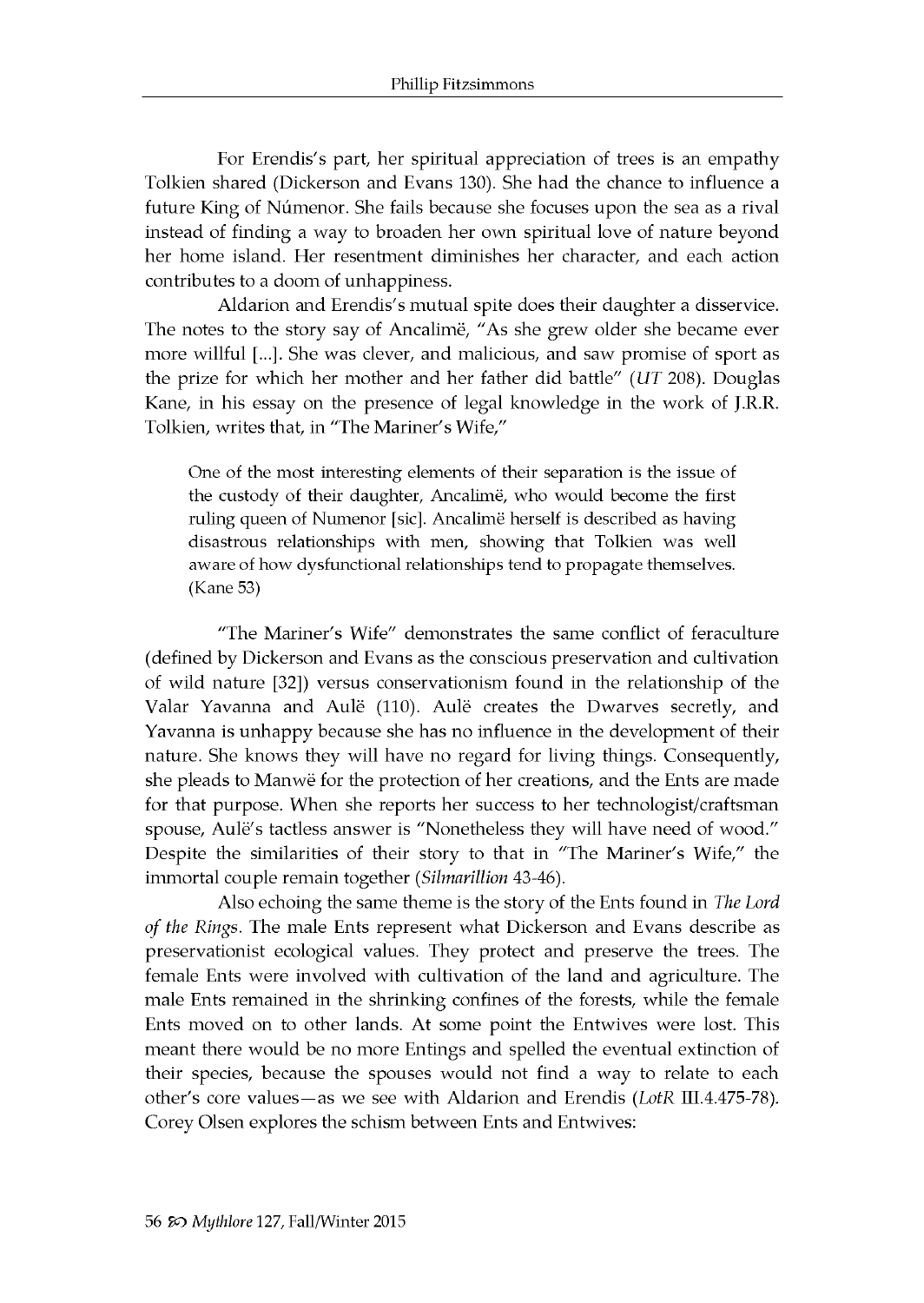For Erendis's part, her spiritual appreciation of trees is an empathy Tolkien shared (Dickerson and Evans 130). She had the chance to influence a future King of Númenor. She fails because she focuses upon the sea as a rival instead of finding a way to broaden her own spiritual love of nature beyond her home island. Her resentment diminishes her character, and each action contributes to a doom of unhappiness.

Aldarion and Erendis's mutual spite does their daughter a disservice. The notes to the story say of Ancalimë, "As she grew older she became ever more willful [...]. She was clever, and malicious, and saw promise of sport as the prize for which her mother and her father did battle" (*UT* 208). Douglas Kane, in his essay on the presence of legal knowledge in the work of J.R.R. Tolkien, writes that, in "The Mariner's Wife,"

> One of the most interesting elements of their separation is the issue of the custody of their daughter, Ancalimë, who would become the first ruling queen of Numenor [sic]. Ancalimë herself is described as having disastrous relationships with men, showing that Tolkien was well aware of how dysfunctional relationships tend to propagate themselves. (Kane 53)

"The Mariner's Wife" demonstrates the same conflict of feraculture (defined by Dickerson and Evans as the conscious preservation and cultivation of wild nature [32]) versus conservationism found in the relationship of the Valar Yavanna and Aulë (110). Aulë creates the Dwarves secretly, and Yavanna is unhappy because she has no influence in the development of their nature. She knows they will have no regard for living things. Consequently, she pleads to Manwë for the protection of her creations, and the Ents are made for that purpose. When she reports her success to her technologist/craftsman spouse, Aulë's tactless answer is "Nonetheless they will have need of wood." Despite the similarities of their story to that in "The Mariner's Wife," the immortal couple remain together (*Silmarillion* 43-46).

Also echoing the same theme is the story of the Ents found in *The Lord of the Rings*. The male Ents represent what Dickerson and Evans describe as preservationist ecological values. They protect and preserve the trees. The female Ents were involved with cultivation of the land and agriculture. The male Ents remained in the shrinking confines of the forests, while the female Ents moved on to other lands. At some point the Entwives were lost. This meant there would be no more Entings and spelled the eventual extinction of their species, because the spouses would not find a way to relate to each other's core values—as we see with Aldarion and Erendis (*LotR* III.4.475-78). Corey Olsen explores the schism between Ents and Entwives: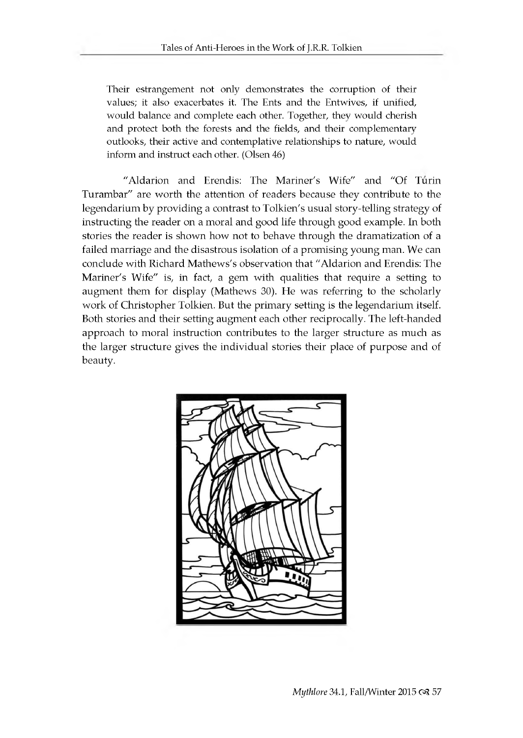> Their estrangement not only demonstrates the corruption of their values; it also exacerbates it. The Ents and the Entwives, if unified, would balance and complete each other. Together, they would cherish and protect both the forests and the fields, and their complementary outlooks, their active and contemplative relationships to nature, would inform and instruct each other. (Olsen 46)

"Aldarion and Erendis: The Mariner's Wife" and "Of Túrin Turambar" are worth the attention of readers because they contribute to the legendarium by providing a contrast to Tolkien's usual story-telling strategy of instructing the reader on a moral and good life through good example. In both stories the reader is shown how not to behave through the dramatization of a failed marriage and the disastrous isolation of a promising young man. We can conclude with Richard Mathews's observation that "Aldarion and Erendis: The Mariner's Wife" is, in fact, a gem with qualities that require a setting to augment them for display (Mathews 30). He was referring to the scholarly work of Christopher Tolkien. But the primary setting is the legendarium itself. Both stories and their setting augment each other reciprocally. The left-handed approach to moral instruction contributes to the larger structure as much as the larger structure gives the individual stories their place of purpose and of beauty.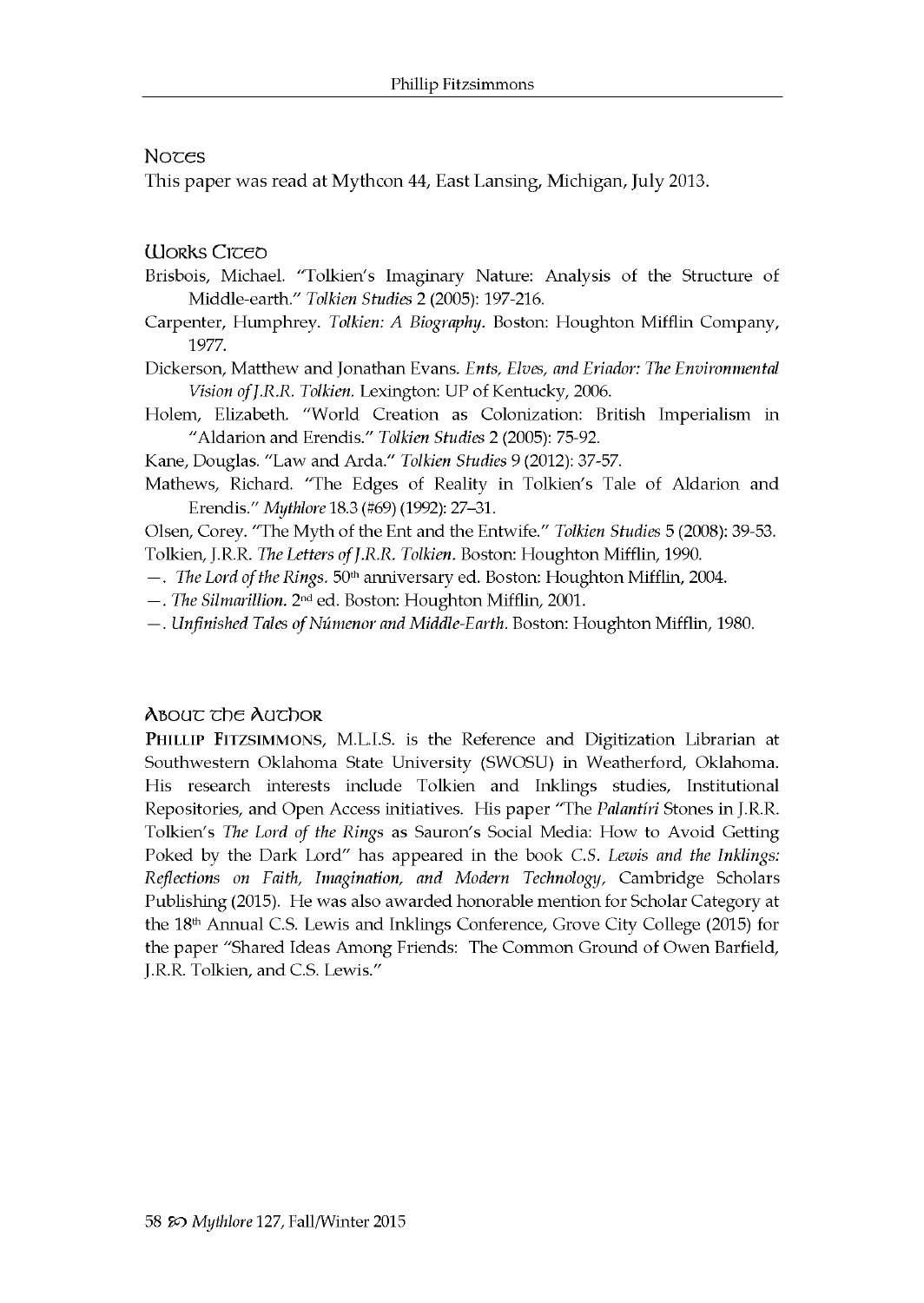## Notes

This paper was read at Mythcon 44, East Lansing, Michigan, July 2013.

## Works Cited

Brisbois, Michael. "Tolkien's Imaginary Nature: Analysis of the Structure of Middle-earth." *Tolkien Studies* 2 (2005): 197-216.

Carpenter, Humphrey. *Tolkien: A Biography*. Boston: Houghton Mifflin Company, 1977.

Dickerson, Matthew and Jonathan Evans. *Ents, Elves, and Eriador: The Environmental Vision of J.R.R. Tolkien*. Lexington: UP of Kentucky, 2006.

Holem, Elizabeth. "World Creation as Colonization: British Imperialism in "Aldarion and Erendis." *Tolkien Studies* 2 (2005): 75-92.

Kane, Douglas. "Law and Arda." *Tolkien Studies* 9 (2012): 37-57.

Mathews, Richard. "The Edges of Reality in Tolkien's Tale of Aldarion and Erendis." *Mythlore* 18.3 (#69) (1992): 27–31.

Olsen, Corey. "The Myth of the Ent and the Entwife." *Tolkien Studies* 5 (2008): 39-53.

Tolkien, J.R.R. *The Letters of J.R.R. Tolkien*. Boston: Houghton Mifflin, 1990.

—. *The Lord of the Rings*. 50th anniversary ed. Boston: Houghton Mifflin, 2004.

—. *The Silmarillion*. 2nd ed. Boston: Houghton Mifflin, 2001.

—. *Unfinished Tales of Númenor and Middle-Earth*. Boston: Houghton Mifflin, 1980.

## About the Author

**Phillip Fitzsimmons**, M.L.I.S. is the Reference and Digitization Librarian at Southwestern Oklahoma State University (SWOSU) in Weatherford, Oklahoma. His research interests include Tolkien and Inklings studies, Institutional Repositories, and Open Access initiatives. His paper "The *Palantíri* Stones in J.R.R. Tolkien's *The Lord of the Rings* as Sauron's Social Media: How to Avoid Getting Poked by the Dark Lord" has appeared in the book *C.S. Lewis and the Inklings: Reflections on Faith, Imagination, and Modern Technology*, Cambridge Scholars Publishing (2015). He was also awarded honorable mention for Scholar Category at the 18th Annual C.S. Lewis and Inklings Conference, Grove City College (2015) for the paper "Shared Ideas Among Friends: The Common Ground of Owen Barfield, J.R.R. Tolkien, and C.S. Lewis."